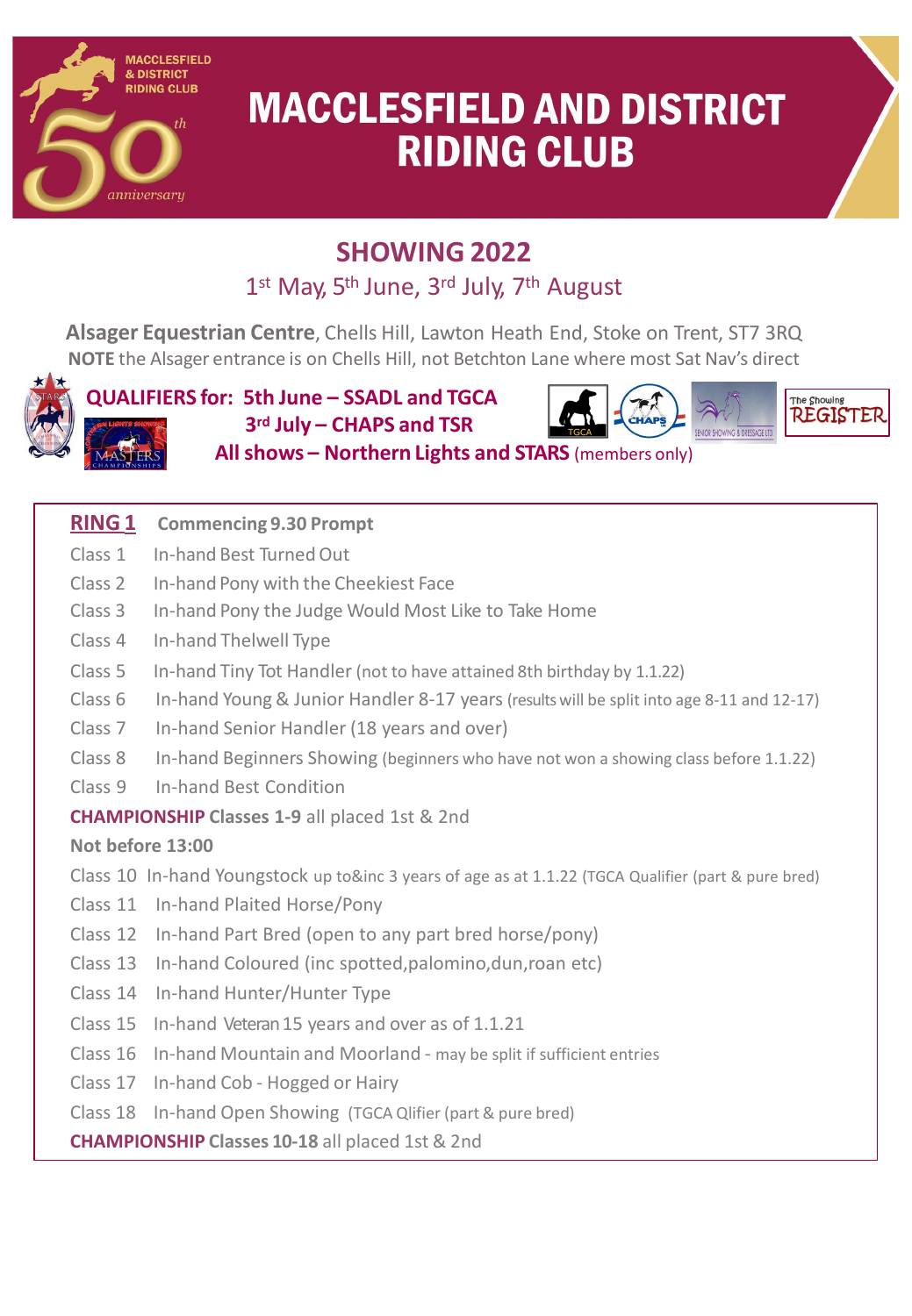MACCLESFIELD & DISTRICT RIDING CLUB

50th anniversary

# MACCLESFIELD AND DISTRICT RIDING CLUB

## SHOWING 2022

1st May, 5th June, 3rd July, 7th August

**Alsager Equestrian Centre**, Chells Hill, Lawton Heath End, Stoke on Trent, ST7 3RQ

**NOTE** the Alsager entrance is on Chells Hill, not Betchton Lane where most Sat Nav's direct

**QUALIFIERS for: 5th June – SSADL and TGCA**
**3rd July – CHAPS and TSR**
**All shows – Northern Lights and STARS** (members only)

**RING 1** **Commencing 9.30 Prompt**

Class 1 In-hand Best Turned Out
Class 2 In-hand Pony with the Cheekiest Face
Class 3 In-hand Pony the Judge Would Most Like to Take Home
Class 4 In-hand Thelwell Type
Class 5 In-hand Tiny Tot Handler (not to have attained 8th birthday by 1.1.22)
Class 6 In-hand Young & Junior Handler 8-17 years (results will be split into age 8-11 and 12-17)
Class 7 In-hand Senior Handler (18 years and over)
Class 8 In-hand Beginners Showing (beginners who have not won a showing class before 1.1.22)
Class 9 In-hand Best Condition

**CHAMPIONSHIP Classes 1-9** all placed 1st & 2nd

**Not before 13:00**

Class 10 In-hand Youngstock up to&inc 3 years of age as at 1.1.22 (TGCA Qualifier (part & pure bred)
Class 11 In-hand Plaited Horse/Pony
Class 12 In-hand Part Bred (open to any part bred horse/pony)
Class 13 In-hand Coloured (inc spotted,palomino,dun,roan etc)
Class 14 In-hand Hunter/Hunter Type
Class 15 In-hand Veteran 15 years and over as of 1.1.21
Class 16 In-hand Mountain and Moorland - may be split if sufficient entries
Class 17 In-hand Cob - Hogged or Hairy
Class 18 In-hand Open Showing (TGCA Qlifier (part & pure bred)

**CHAMPIONSHIP Classes 10-18** all placed 1st & 2nd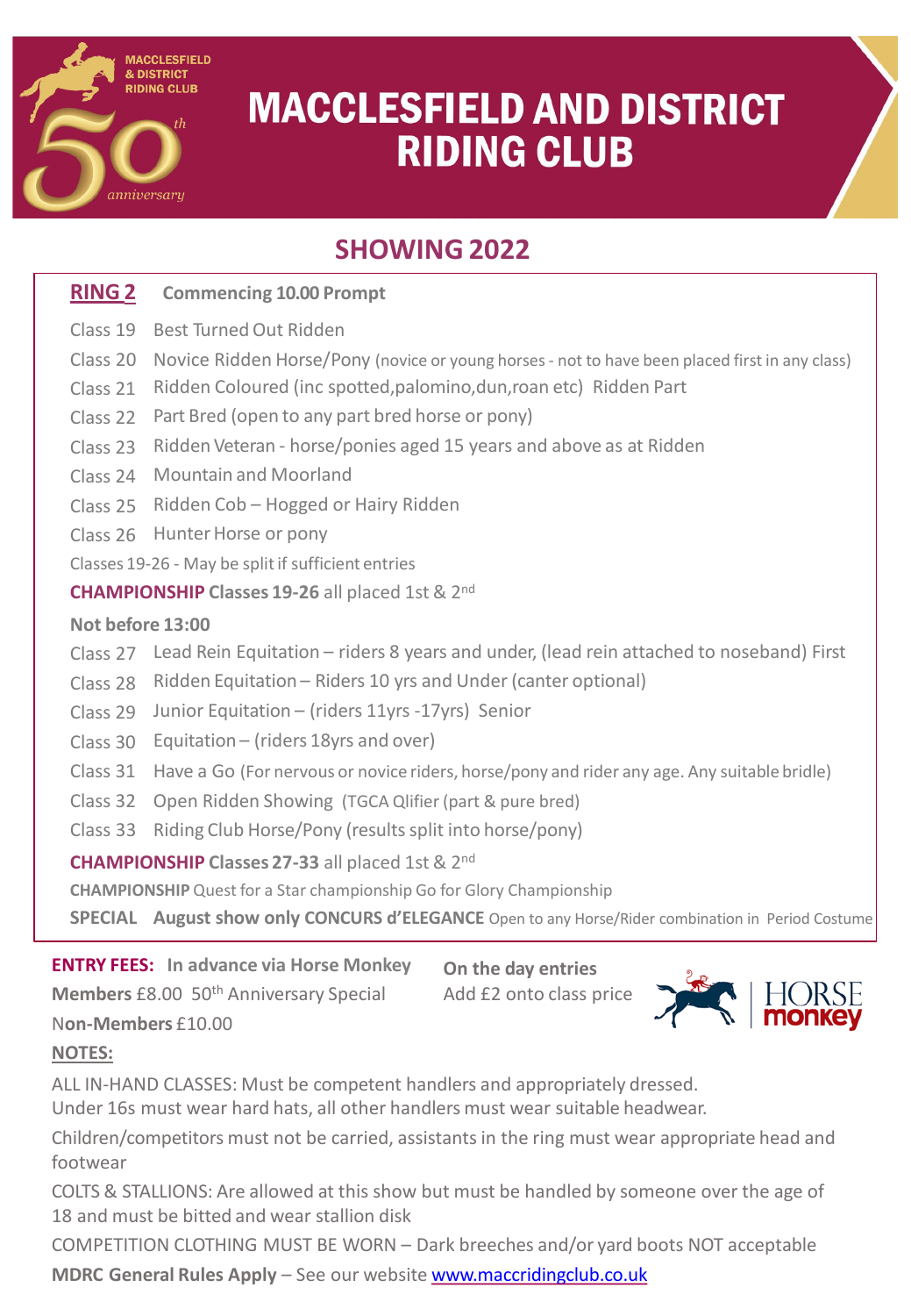MACCLESFIELD & DISTRICT RIDING CLUB 50th anniversary

# MACCLESFIELD AND DISTRICT RIDING CLUB

## SHOWING 2022

**RING 2** **Commencing 10.00 Prompt**

Class 19 Best Turned Out Ridden

Class 20 Novice Ridden Horse/Pony (novice or young horses - not to have been placed first in any class)

Class 21 Ridden Coloured (inc spotted,palomino,dun,roan etc) Ridden Part

Class 22 Part Bred (open to any part bred horse or pony)

Class 23 Ridden Veteran - horse/ponies aged 15 years and above as at Ridden

Class 24 Mountain and Moorland

Class 25 Ridden Cob – Hogged or Hairy Ridden

Class 26 Hunter Horse or pony

Classes 19-26 - May be split if sufficient entries

**CHAMPIONSHIP Classes 19-26** all placed 1st & 2nd

**Not before 13:00**

Class 27 Lead Rein Equitation – riders 8 years and under, (lead rein attached to noseband) First

Class 28 Ridden Equitation – Riders 10 yrs and Under (canter optional)

Class 29 Junior Equitation – (riders 11yrs -17yrs) Senior

Class 30 Equitation – (riders 18yrs and over)

Class 31 Have a Go (For nervous or novice riders, horse/pony and rider any age. Any suitable bridle)

Class 32 Open Ridden Showing (TGCA Qlifier (part & pure bred)

Class 33 Riding Club Horse/Pony (results split into horse/pony)

**CHAMPIONSHIP Classes 27-33** all placed 1st & 2nd

**CHAMPIONSHIP** Quest for a Star championship Go for Glory Championship

**SPECIAL** **August show only CONCURS d'ELEGANCE** Open to any Horse/Rider combination in Period Costume

**ENTRY FEES:** **In advance via Horse Monkey**

**Members** £8.00 50th Anniversary Special

**Non-Members** £10.00

**On the day entries**

Add £2 onto class price

HORSE monkey

**NOTES:**

ALL IN-HAND CLASSES: Must be competent handlers and appropriately dressed.
Under 16s must wear hard hats, all other handlers must wear suitable headwear.

Children/competitors must not be carried, assistants in the ring must wear appropriate head and footwear

COLTS & STALLIONS: Are allowed at this show but must be handled by someone over the age of 18 and must be bitted and wear stallion disk

COMPETITION CLOTHING MUST BE WORN – Dark breeches and/or yard boots NOT acceptable

**MDRC General Rules Apply** – See our website www.maccridingclub.co.uk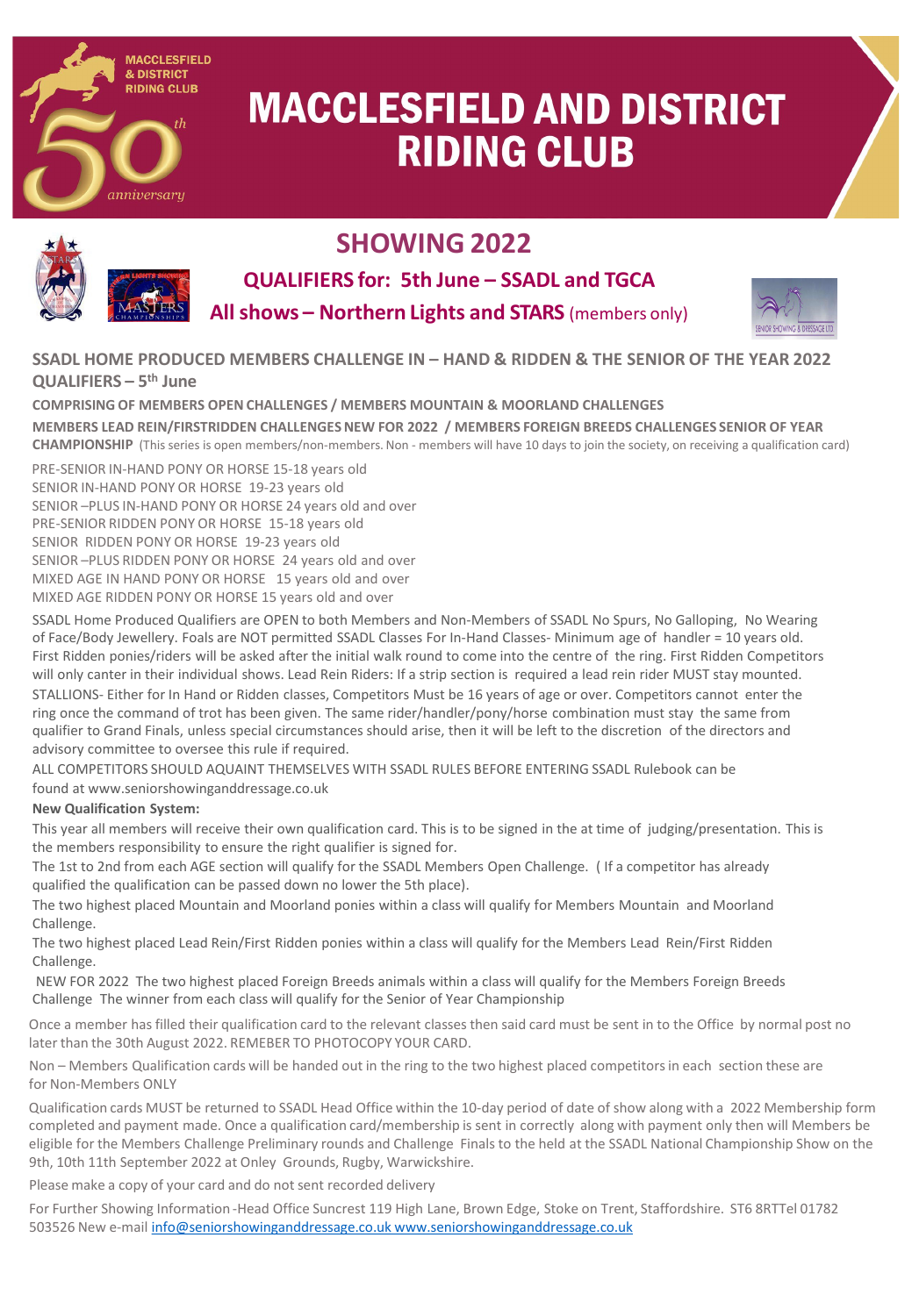# MACCLESFIELD AND DISTRICT RIDING CLUB

## SHOWING 2022

### QUALIFIERS for: 5th June – SSADL and TGCA

### All shows – Northern Lights and STARS (members only)

**SSADL HOME PRODUCED MEMBERS CHALLENGE IN – HAND & RIDDEN & THE SENIOR OF THE YEAR 2022 QUALIFIERS – 5th June**

**COMPRISING OF MEMBERS OPEN CHALLENGES / MEMBERS MOUNTAIN & MOORLAND CHALLENGES**

**MEMBERS LEAD REIN/FIRSTRIDDEN CHALLENGES NEW FOR 2022 / MEMBERS FOREIGN BREEDS CHALLENGES SENIOR OF YEAR CHAMPIONSHIP** (This series is open members/non-members. Non - members will have 10 days to join the society, on receiving a qualification card)

PRE-SENIOR IN-HAND PONY OR HORSE 15-18 years old
SENIOR IN-HAND PONY OR HORSE 19-23 years old
SENIOR –PLUS IN-HAND PONY OR HORSE 24 years old and over
PRE-SENIOR RIDDEN PONY OR HORSE 15-18 years old
SENIOR RIDDEN PONY OR HORSE 19-23 years old
SENIOR –PLUS RIDDEN PONY OR HORSE 24 years old and over
MIXED AGE IN HAND PONY OR HORSE 15 years old and over
MIXED AGE RIDDEN PONY OR HORSE 15 years old and over

SSADL Home Produced Qualifiers are OPEN to both Members and Non-Members of SSADL No Spurs, No Galloping, No Wearing of Face/Body Jewellery. Foals are NOT permitted SSADL Classes For In-Hand Classes- Minimum age of handler = 10 years old. First Ridden ponies/riders will be asked after the initial walk round to come into the centre of the ring. First Ridden Competitors will only canter in their individual shows. Lead Rein Riders: If a strip section is required a lead rein rider MUST stay mounted.
STALLIONS- Either for In Hand or Ridden classes, Competitors Must be 16 years of age or over. Competitors cannot enter the ring once the command of trot has been given. The same rider/handler/pony/horse combination must stay the same from qualifier to Grand Finals, unless special circumstances should arise, then it will be left to the discretion of the directors and advisory committee to oversee this rule if required.
ALL COMPETITORS SHOULD AQUAINT THEMSELVES WITH SSADL RULES BEFORE ENTERING SSADL Rulebook can be found at www.seniorshowinganddressage.co.uk

**New Qualification System:**

This year all members will receive their own qualification card. This is to be signed in the at time of judging/presentation. This is the members responsibility to ensure the right qualifier is signed for.
The 1st to 2nd from each AGE section will qualify for the SSADL Members Open Challenge. ( If a competitor has already qualified the qualification can be passed down no lower the 5th place).
The two highest placed Mountain and Moorland ponies within a class will qualify for Members Mountain and Moorland Challenge.
The two highest placed Lead Rein/First Ridden ponies within a class will qualify for the Members Lead Rein/First Ridden Challenge.
NEW FOR 2022 The two highest placed Foreign Breeds animals within a class will qualify for the Members Foreign Breeds Challenge The winner from each class will qualify for the Senior of Year Championship

Once a member has filled their qualification card to the relevant classes then said card must be sent in to the Office by normal post no later than the 30th August 2022. REMEBER TO PHOTOCOPY YOUR CARD.

Non – Members Qualification cards will be handed out in the ring to the two highest placed competitors in each section these are for Non-Members ONLY

Qualification cards MUST be returned to SSADL Head Office within the 10-day period of date of show along with a 2022 Membership form completed and payment made. Once a qualification card/membership is sent in correctly along with payment only then will Members be eligible for the Members Challenge Preliminary rounds and Challenge Finals to the held at the SSADL National Championship Show on the 9th, 10th 11th September 2022 at Onley Grounds, Rugby, Warwickshire.

Please make a copy of your card and do not sent recorded delivery

For Further Showing Information -Head Office Suncrest 119 High Lane, Brown Edge, Stoke on Trent, Staffordshire. ST6 8RTTel 01782 503526 New e-mail info@seniorshowinganddressage.co.uk www.seniorshowinganddressage.co.uk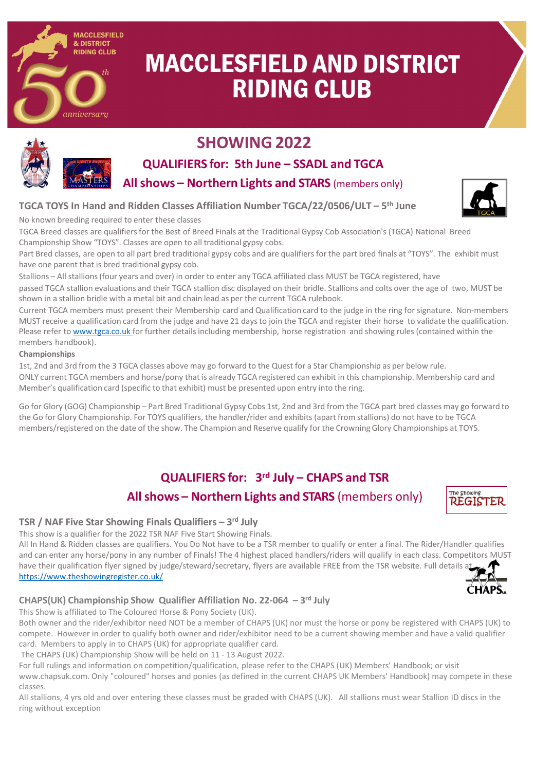# MACCLESFIELD AND DISTRICT RIDING CLUB

## SHOWING 2022

### QUALIFIERS for: 5th June – SSADL and TGCA

### All shows – Northern Lights and STARS (members only)

**TGCA TOYS In Hand and Ridden Classes Affiliation Number TGCA/22/0506/ULT – 5th June**

No known breeding required to enter these classes

TGCA Breed classes are qualifiers for the Best of Breed Finals at the Traditional Gypsy Cob Association's (TGCA) National Breed Championship Show "TOYS". Classes are open to all traditional gypsy cobs.

Part Bred classes, are open to all part bred traditional gypsy cobs and are qualifiers for the part bred finals at "TOYS". The exhibit must have one parent that is bred traditional gypsy cob.

Stallions – All stallions (four years and over) in order to enter any TGCA affiliated class MUST be TGCA registered, have passed TGCA stallion evaluations and their TGCA stallion disc displayed on their bridle. Stallions and colts over the age of two, MUST be shown in a stallion bridle with a metal bit and chain lead as per the current TGCA rulebook.

Current TGCA members must present their Membership card and Qualification card to the judge in the ring for signature. Non-members MUST receive a qualification card from the judge and have 21 days to join the TGCA and register their horse to validate the qualification. Please refer to www.tgca.co.uk for further details including membership, horse registration and showing rules (contained within the members handbook).

**Championships**

1st, 2nd and 3rd from the 3 TGCA classes above may go forward to the Quest for a Star Championship as per below rule.

ONLY current TGCA members and horse/pony that is already TGCA registered can exhibit in this championship. Membership card and Member's qualification card (specific to that exhibit) must be presented upon entry into the ring.

Go for Glory (GOG) Championship – Part Bred Traditional Gypsy Cobs 1st, 2nd and 3rd from the TGCA part bred classes may go forward to the Go for Glory Championship. For TOYS qualifiers, the handler/rider and exhibits (apart from stallions) do not have to be TGCA members/registered on the date of the show. The Champion and Reserve qualify for the Crowning Glory Championships at TOYS.

### QUALIFIERS for: 3rd July – CHAPS and TSR

### All shows – Northern Lights and STARS (members only)

**TSR / NAF Five Star Showing Finals Qualifiers – 3rd July**

This show is a qualifier for the 2022 TSR NAF Five Start Showing Finals.

All In Hand & Ridden classes are qualifiers. You Do Not have to be a TSR member to qualify or enter a final. The Rider/Handler qualifies and can enter any horse/pony in any number of Finals! The 4 highest placed handlers/riders will qualify in each class. Competitors MUST have their qualification flyer signed by judge/steward/secretary, flyers are available FREE from the TSR website. Full details at https://www.theshowingregister.co.uk/

**CHAPS(UK) Championship Show Qualifier Affiliation No. 22-064 – 3rd July**

This Show is affiliated to The Coloured Horse & Pony Society (UK).

Both owner and the rider/exhibitor need NOT be a member of CHAPS (UK) nor must the horse or pony be registered with CHAPS (UK) to compete. However in order to qualify both owner and rider/exhibitor need to be a current showing member and have a valid qualifier card. Members to apply in to CHAPS (UK) for appropriate qualifier card.

The CHAPS (UK) Championship Show will be held on 11 - 13 August 2022.

For full rulings and information on competition/qualification, please refer to the CHAPS (UK) Members' Handbook; or visit www.chapsuk.com. Only "coloured" horses and ponies (as defined in the current CHAPS UK Members' Handbook) may compete in these classes.

All stallions, 4 yrs old and over entering these classes must be graded with CHAPS (UK). All stallions must wear Stallion ID discs in the ring without exception